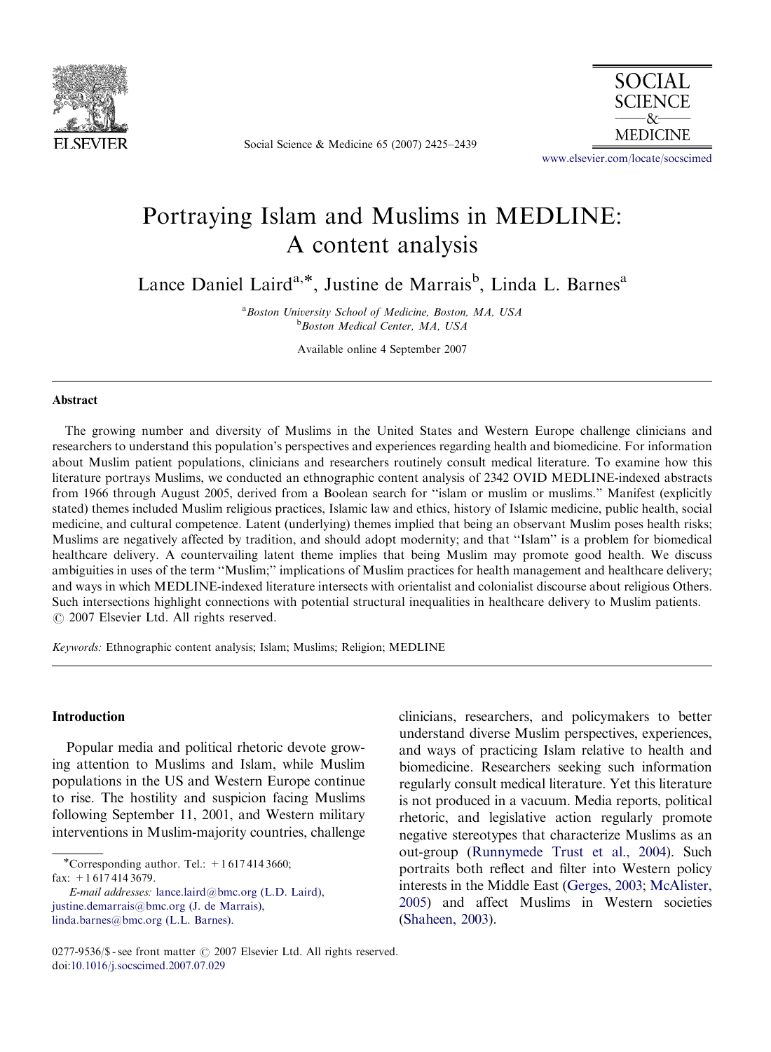# Portraying Islam and Muslims in MEDLINE: A content analysis

Lance Daniel Laird[a,*], Justine de Marrais[b], Linda L. Barnes[a]

[a] Boston University School of Medicine, Boston, MA, USA
[b] Boston Medical Center, MA, USA

Available online 4 September 2007

## Abstract

The growing number and diversity of Muslims in the United States and Western Europe challenge clinicians and researchers to understand this population's perspectives and experiences regarding health and biomedicine. For information about Muslim patient populations, clinicians and researchers routinely consult medical literature. To examine how this literature portrays Muslims, we conducted an ethnographic content analysis of 2342 OVID MEDLINE-indexed abstracts from 1966 through August 2005, derived from a Boolean search for "islam or muslim or muslims." Manifest (explicitly stated) themes included Muslim religious practices, Islamic law and ethics, history of Islamic medicine, public health, social medicine, and cultural competence. Latent (underlying) themes implied that being an observant Muslim poses health risks; Muslims are negatively affected by tradition, and should adopt modernity; and that "Islam" is a problem for biomedical healthcare delivery. A countervailing latent theme implies that being Muslim may promote good health. We discuss ambiguities in uses of the term "Muslim;" implications of Muslim practices for health management and healthcare delivery; and ways in which MEDLINE-indexed literature intersects with orientalist and colonialist discourse about religious Others. Such intersections highlight connections with potential structural inequalities in healthcare delivery to Muslim patients.
© 2007 Elsevier Ltd. All rights reserved.

*Keywords:* Ethnographic content analysis; Islam; Muslims; Religion; MEDLINE

## Introduction

Popular media and political rhetoric devote growing attention to Muslims and Islam, while Muslim populations in the US and Western Europe continue to rise. The hostility and suspicion facing Muslims following September 11, 2001, and Western military interventions in Muslim-majority countries, challenge clinicians, researchers, and policymakers to better understand diverse Muslim perspectives, experiences, and ways of practicing Islam relative to health and biomedicine. Researchers seeking such information regularly consult medical literature. Yet this literature is not produced in a vacuum. Media reports, political rhetoric, and legislative action regularly promote negative stereotypes that characterize Muslims as an out-group (Runnymede Trust et al., 2004). Such portraits both reflect and filter into Western policy interests in the Middle East (Gerges, 2003; McAlister, 2005) and affect Muslims in Western societies (Shaheen, 2003).

*Corresponding author. Tel.: +1 617 414 3660; fax: +1 617 414 3679.
*E-mail addresses:* lance.laird@bmc.org (L.D. Laird), justine.demarrais@bmc.org (J. de Marrais), linda.barnes@bmc.org (L.L. Barnes).

0277-9536/$ - see front matter © 2007 Elsevier Ltd. All rights reserved.
doi:10.1016/j.socscimed.2007.07.029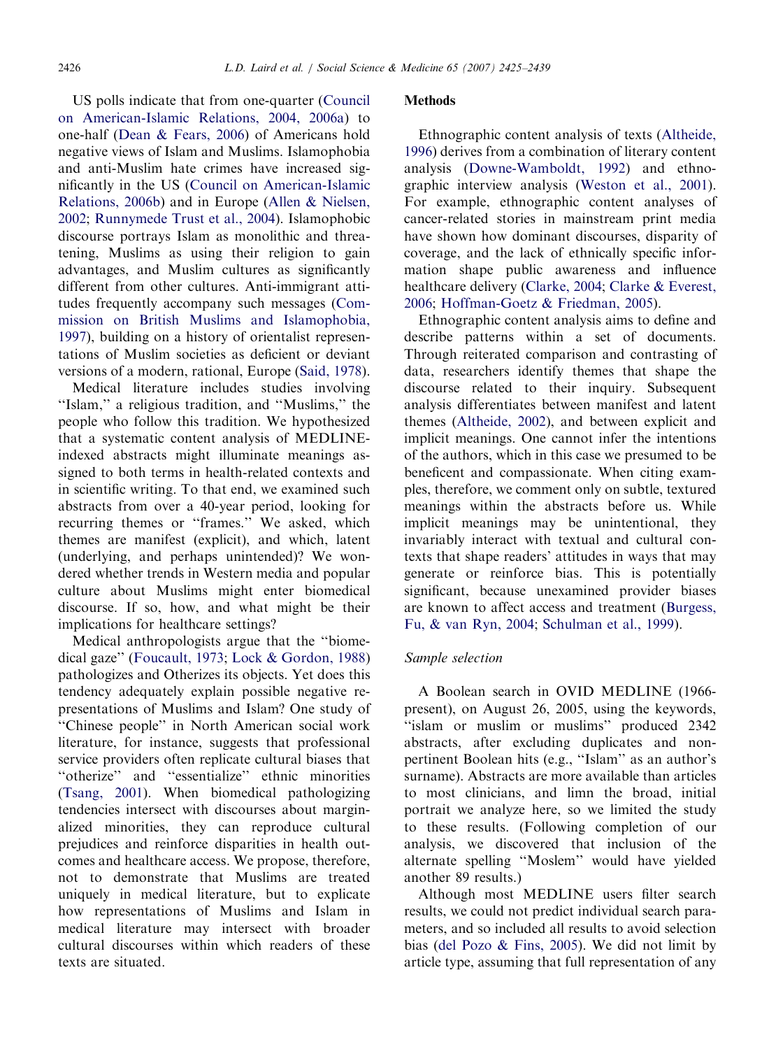US polls indicate that from one-quarter (Council on American-Islamic Relations, 2004, 2006a) to one-half (Dean & Fears, 2006) of Americans hold negative views of Islam and Muslims. Islamophobia and anti-Muslim hate crimes have increased significantly in the US (Council on American-Islamic Relations, 2006b) and in Europe (Allen & Nielsen, 2002; Runnymede Trust et al., 2004). Islamophobic discourse portrays Islam as monolithic and threatening, Muslims as using their religion to gain advantages, and Muslim cultures as significantly different from other cultures. Anti-immigrant attitudes frequently accompany such messages (Commission on British Muslims and Islamophobia, 1997), building on a history of orientalist representations of Muslim societies as deficient or deviant versions of a modern, rational, Europe (Said, 1978).

Medical literature includes studies involving "Islam," a religious tradition, and "Muslims," the people who follow this tradition. We hypothesized that a systematic content analysis of MEDLINE-indexed abstracts might illuminate meanings assigned to both terms in health-related contexts and in scientific writing. To that end, we examined such abstracts from over a 40-year period, looking for recurring themes or "frames." We asked, which themes are manifest (explicit), and which, latent (underlying, and perhaps unintended)? We wondered whether trends in Western media and popular culture about Muslims might enter biomedical discourse. If so, how, and what might be their implications for healthcare settings?

Medical anthropologists argue that the "biomedical gaze" (Foucault, 1973; Lock & Gordon, 1988) pathologizes and Otherizes its objects. Yet does this tendency adequately explain possible negative representations of Muslims and Islam? One study of "Chinese people" in North American social work literature, for instance, suggests that professional service providers often replicate cultural biases that "otherize" and "essentialize" ethnic minorities (Tsang, 2001). When biomedical pathologizing tendencies intersect with discourses about marginalized minorities, they can reproduce cultural prejudices and reinforce disparities in health outcomes and healthcare access. We propose, therefore, not to demonstrate that Muslims are treated uniquely in medical literature, but to explicate how representations of Muslims and Islam in medical literature may intersect with broader cultural discourses within which readers of these texts are situated.

## Methods

Ethnographic content analysis of texts (Altheide, 1996) derives from a combination of literary content analysis (Downe-Wamboldt, 1992) and ethnographic interview analysis (Weston et al., 2001). For example, ethnographic content analyses of cancer-related stories in mainstream print media have shown how dominant discourses, disparity of coverage, and the lack of ethnically specific information shape public awareness and influence healthcare delivery (Clarke, 2004; Clarke & Everest, 2006; Hoffman-Goetz & Friedman, 2005).

Ethnographic content analysis aims to define and describe patterns within a set of documents. Through reiterated comparison and contrasting of data, researchers identify themes that shape the discourse related to their inquiry. Subsequent analysis differentiates between manifest and latent themes (Altheide, 2002), and between explicit and implicit meanings. One cannot infer the intentions of the authors, which in this case we presumed to be beneficent and compassionate. When citing examples, therefore, we comment only on subtle, textured meanings within the abstracts before us. While implicit meanings may be unintentional, they invariably interact with textual and cultural contexts that shape readers' attitudes in ways that may generate or reinforce bias. This is potentially significant, because unexamined provider biases are known to affect access and treatment (Burgess, Fu, & van Ryn, 2004; Schulman et al., 1999).

### *Sample selection*

A Boolean search in OVID MEDLINE (1966-present), on August 26, 2005, using the keywords, "islam or muslim or muslims" produced 2342 abstracts, after excluding duplicates and non-pertinent Boolean hits (e.g., "Islam" as an author's surname). Abstracts are more available than articles to most clinicians, and limn the broad, initial portrait we analyze here, so we limited the study to these results. (Following completion of our analysis, we discovered that inclusion of the alternate spelling "Moslem" would have yielded another 89 results.)

Although most MEDLINE users filter search results, we could not predict individual search parameters, and so included all results to avoid selection bias (del Pozo & Fins, 2005). We did not limit by article type, assuming that full representation of any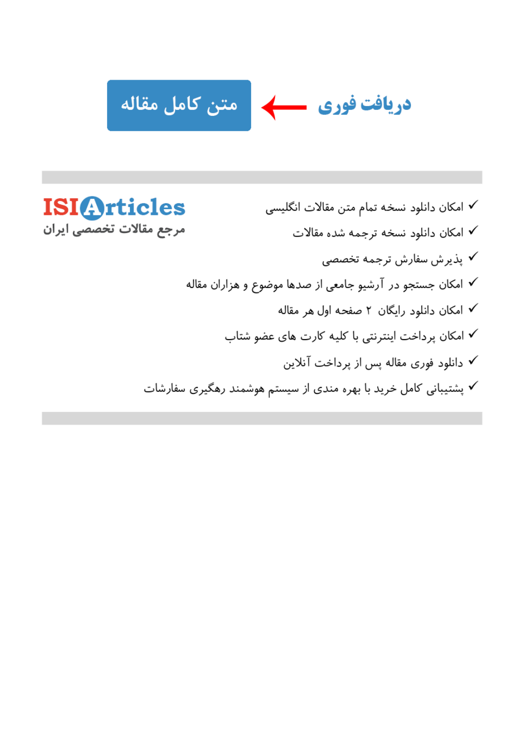دریافت فوری ← متن کامل مقاله

**ISIArticles**
مرجع مقالات تخصصی ایران

- ✓ امکان دانلود نسخه تمام متن مقالات انگلیسی
- ✓ امکان دانلود نسخه ترجمه شده مقالات
- ✓ پذیرش سفارش ترجمه تخصصی
- ✓ امکان جستجو در آرشیو جامعی از صدها موضوع و هزاران مقاله
- ✓ امکان دانلود رایگان ۲ صفحه اول هر مقاله
- ✓ امکان پرداخت اینترنتی با کلیه کارت های عضو شتاب
- ✓ دانلود فوری مقاله پس از پرداخت آنلاین
- ✓ پشتیبانی کامل خرید با بهره مندی از سیستم هوشمند رهگیری سفارشات